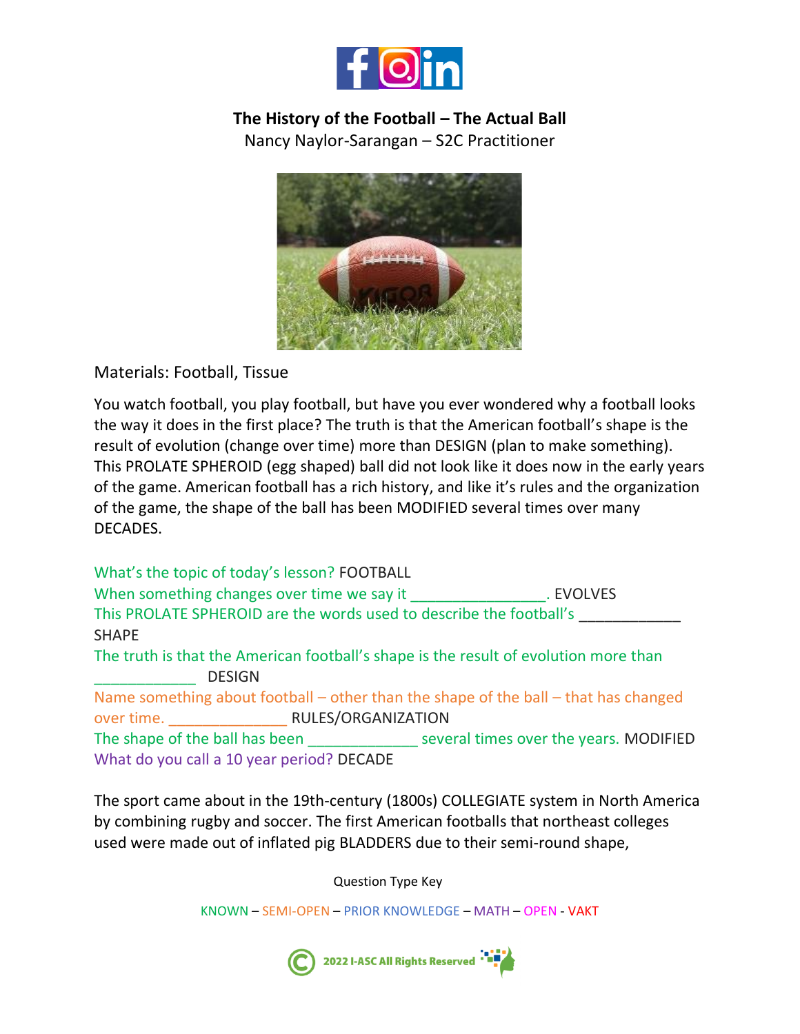**The History of the Football – The Actual Ball**

Nancy Naylor-Sarangan – S2C Practitioner

Materials: Football, Tissue

You watch football, you play football, but have you ever wondered why a football looks the way it does in the first place? The truth is that the American football's shape is the result of evolution (change over time) more than DESIGN (plan to make something). This PROLATE SPHEROID (egg shaped) ball did not look like it does now in the early years of the game. American football has a rich history, and like it's rules and the organization of the game, the shape of the ball has been MODIFIED several times over many DECADES.

What's the topic of today's lesson? FOOTBALL
When something changes over time we say it ________________. EVOLVES
This PROLATE SPHEROID are the words used to describe the football's ____________ SHAPE
The truth is that the American football's shape is the result of evolution more than ____________ DESIGN
Name something about football – other than the shape of the ball – that has changed over time. ______________ RULES/ORGANIZATION
The shape of the ball has been _____________ several times over the years. MODIFIED
What do you call a 10 year period? DECADE

The sport came about in the 19th-century (1800s) COLLEGIATE system in North America by combining rugby and soccer. The first American footballs that northeast colleges used were made out of inflated pig BLADDERS due to their semi-round shape,

Question Type Key

KNOWN – SEMI-OPEN – PRIOR KNOWLEDGE – MATH – OPEN - VAKT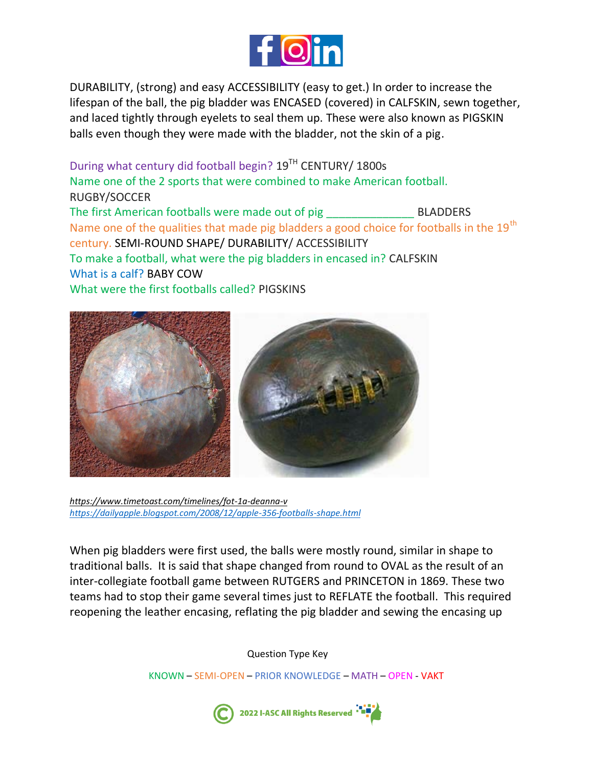DURABILITY, (strong) and easy ACCESSIBILITY (easy to get.) In order to increase the lifespan of the ball, the pig bladder was ENCASED (covered) in CALFSKIN, sewn together, and laced tightly through eyelets to seal them up. These were also known as PIGSKIN balls even though they were made with the bladder, not the skin of a pig.

During what century did football begin? 19TH CENTURY/ 1800s

Name one of the 2 sports that were combined to make American football. RUGBY/SOCCER

The first American footballs were made out of pig _____________ BLADDERS

Name one of the qualities that made pig bladders a good choice for footballs in the 19th century. SEMI-ROUND SHAPE/ DURABILITY/ ACCESSIBILITY

To make a football, what were the pig bladders in encased in? CALFSKIN

What is a calf? BABY COW

What were the first footballs called? PIGSKINS

*https://www.timetoast.com/timelines/fot-1a-deanna-v*
*https://dailyapple.blogspot.com/2008/12/apple-356-footballs-shape.html*

When pig bladders were first used, the balls were mostly round, similar in shape to traditional balls. It is said that shape changed from round to OVAL as the result of an inter-collegiate football game between RUTGERS and PRINCETON in 1869. These two teams had to stop their game several times just to REFLATE the football. This required reopening the leather encasing, reflating the pig bladder and sewing the encasing up

Question Type Key

KNOWN – SEMI-OPEN – PRIOR KNOWLEDGE – MATH – OPEN - VAKT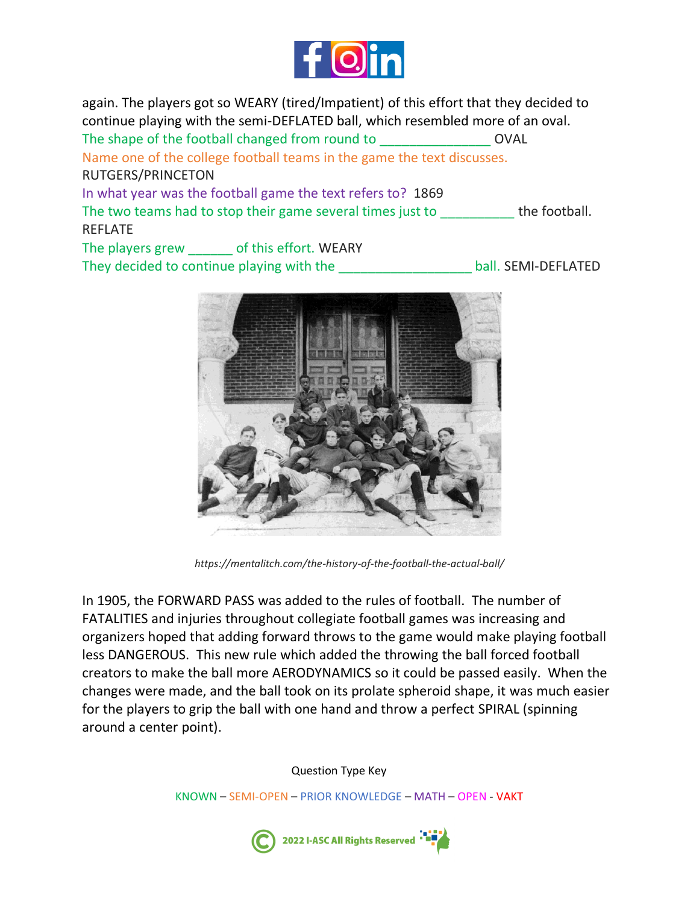again. The players got so WEARY (tired/Impatient) of this effort that they decided to continue playing with the semi-DEFLATED ball, which resembled more of an oval.

The shape of the football changed from round to _______________ OVAL

Name one of the college football teams in the game the text discusses.
RUTGERS/PRINCETON

In what year was the football game the text refers to? 1869

The two teams had to stop their game several times just to __________ the football.
REFLATE

The players grew ______ of this effort. WEARY

They decided to continue playing with the __________________ ball. SEMI-DEFLATED

*https://mentalitch.com/the-history-of-the-football-the-actual-ball/*

In 1905, the FORWARD PASS was added to the rules of football. The number of FATALITIES and injuries throughout collegiate football games was increasing and organizers hoped that adding forward throws to the game would make playing football less DANGEROUS. This new rule which added the throwing the ball forced football creators to make the ball more AERODYNAMICS so it could be passed easily. When the changes were made, and the ball took on its prolate spheroid shape, it was much easier for the players to grip the ball with one hand and throw a perfect SPIRAL (spinning around a center point).

Question Type Key

KNOWN – SEMI-OPEN – PRIOR KNOWLEDGE – MATH – OPEN - VAKT

© 2022 I-ASC All Rights Reserved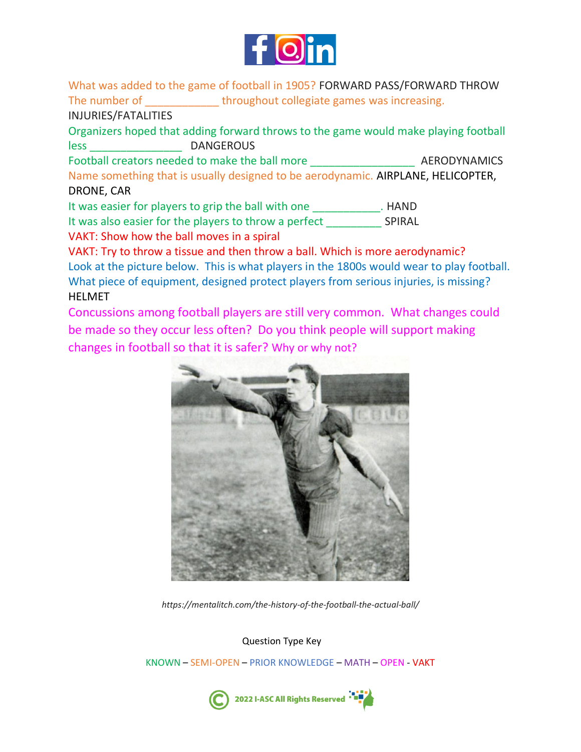What was added to the game of football in 1905? FORWARD PASS/FORWARD THROW

The number of ____________ throughout collegiate games was increasing. INJURIES/FATALITIES

Organizers hoped that adding forward throws to the game would make playing football less _______________ DANGEROUS

Football creators needed to make the ball more _________________ AERODYNAMICS

Name something that is usually designed to be aerodynamic. AIRPLANE, HELICOPTER, DRONE, CAR

It was easier for players to grip the ball with one ___________. HAND

It was also easier for the players to throw a perfect _________ SPIRAL

VAKT: Show how the ball moves in a spiral

VAKT: Try to throw a tissue and then throw a ball. Which is more aerodynamic?

Look at the picture below. This is what players in the 1800s would wear to play football. What piece of equipment, designed protect players from serious injuries, is missing? HELMET

Concussions among football players are still very common. What changes could be made so they occur less often? Do you think people will support making changes in football so that it is safer? Why or why not?

*https://mentalitch.com/the-history-of-the-football-the-actual-ball/*

Question Type Key

KNOWN – SEMI-OPEN – PRIOR KNOWLEDGE – MATH – OPEN - VAKT

2022 I-ASC All Rights Reserved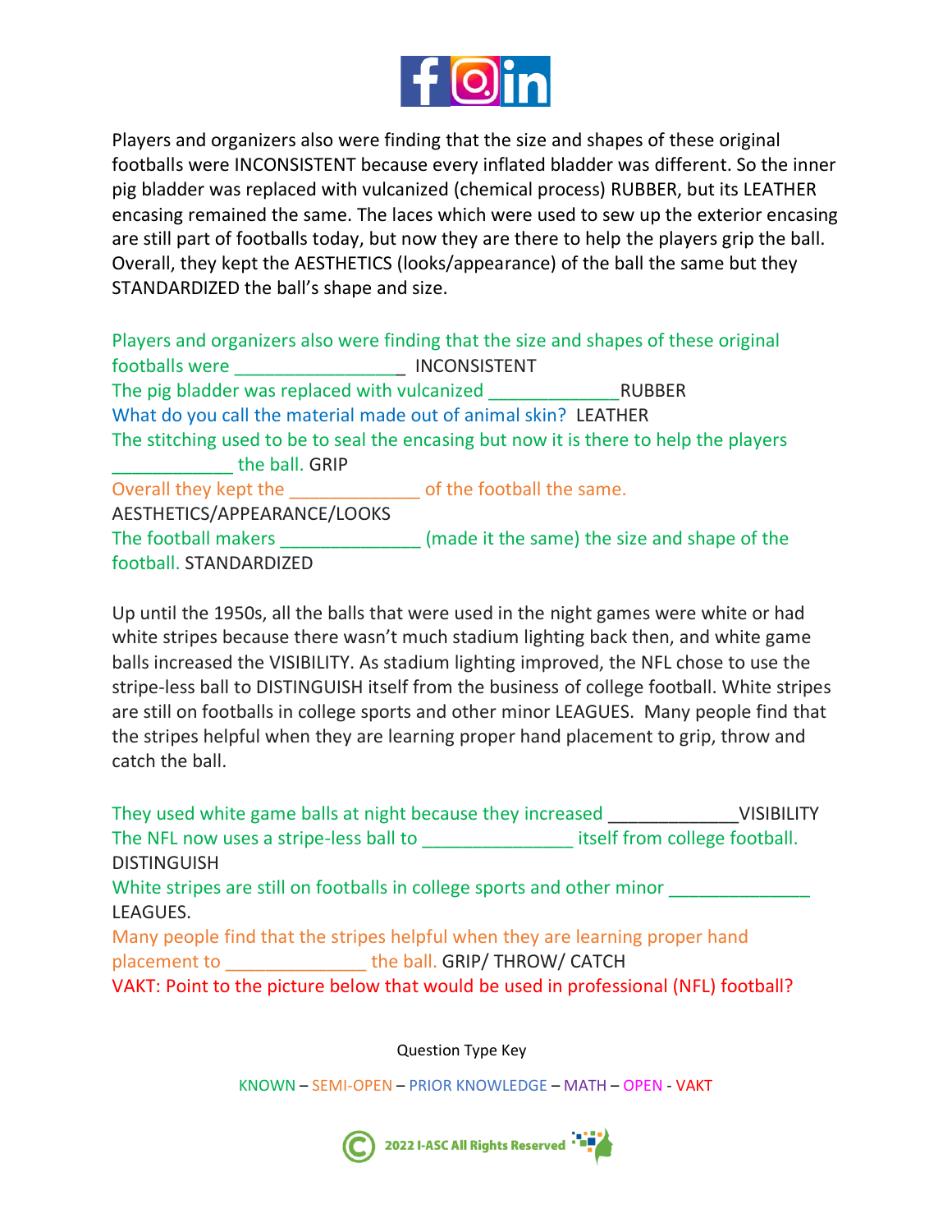Players and organizers also were finding that the size and shapes of these original footballs were INCONSISTENT because every inflated bladder was different. So the inner pig bladder was replaced with vulcanized (chemical process) RUBBER, but its LEATHER encasing remained the same. The laces which were used to sew up the exterior encasing are still part of footballs today, but now they are there to help the players grip the ball. Overall, they kept the AESTHETICS (looks/appearance) of the ball the same but they STANDARDIZED the ball's shape and size.

Players and organizers also were finding that the size and shapes of these original footballs were _________________ INCONSISTENT
The pig bladder was replaced with vulcanized _____________RUBBER
What do you call the material made out of animal skin? LEATHER
The stitching used to be to seal the encasing but now it is there to help the players ____________ the ball. GRIP
Overall they kept the _____________ of the football the same.
AESTHETICS/APPEARANCE/LOOKS
The football makers ______________ (made it the same) the size and shape of the football. STANDARDIZED

Up until the 1950s, all the balls that were used in the night games were white or had white stripes because there wasn't much stadium lighting back then, and white game balls increased the VISIBILITY. As stadium lighting improved, the NFL chose to use the stripe-less ball to DISTINGUISH itself from the business of college football. White stripes are still on footballs in college sports and other minor LEAGUES. Many people find that the stripes helpful when they are learning proper hand placement to grip, throw and catch the ball.

They used white game balls at night because they increased _____________VISIBILITY
The NFL now uses a stripe-less ball to _______________ itself from college football.
DISTINGUISH
White stripes are still on footballs in college sports and other minor ______________
LEAGUES.
Many people find that the stripes helpful when they are learning proper hand placement to ______________ the ball. GRIP/ THROW/ CATCH
VAKT: Point to the picture below that would be used in professional (NFL) football?

Question Type Key

KNOWN – SEMI-OPEN – PRIOR KNOWLEDGE – MATH – OPEN - VAKT

2022 I-ASC All Rights Reserved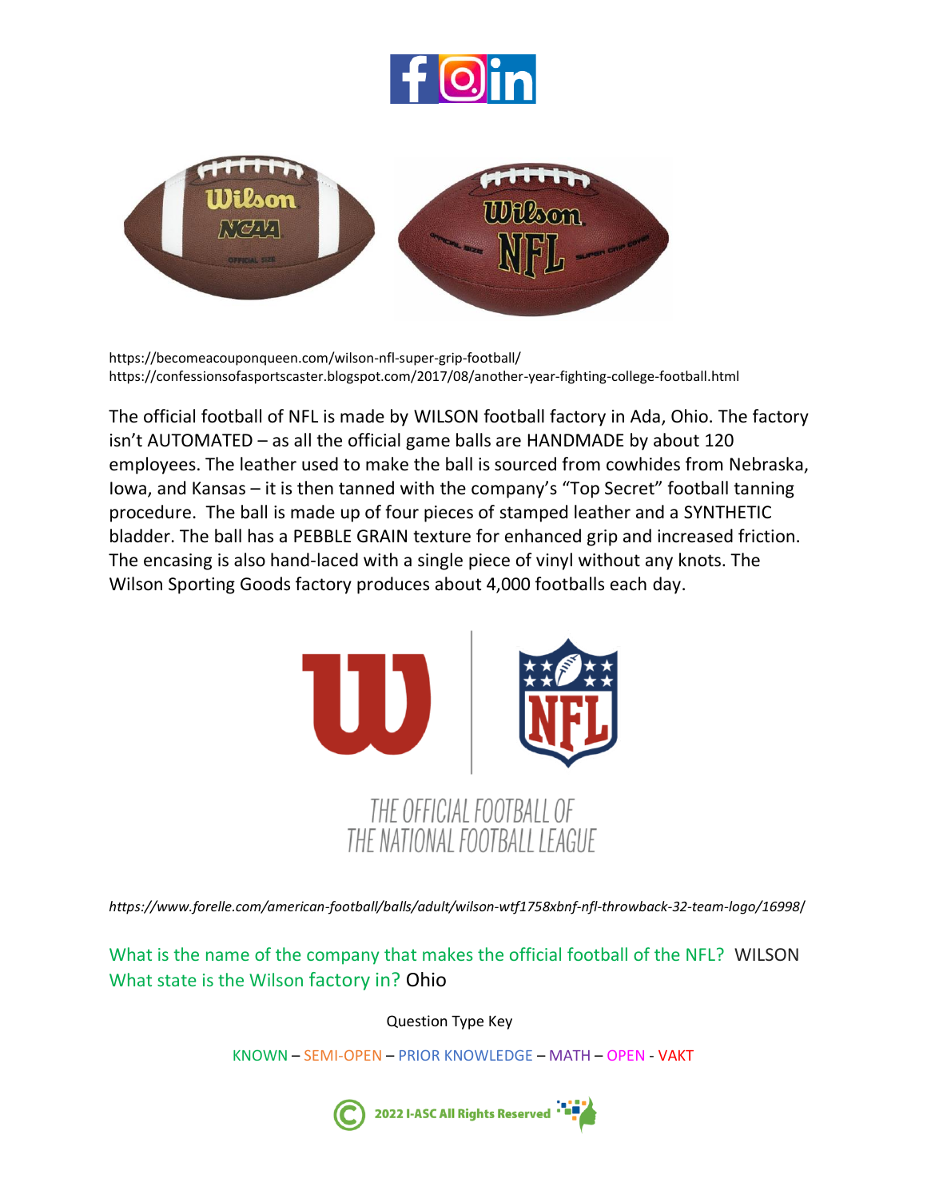https://becomeacouponqueen.com/wilson-nfl-super-grip-football/
https://confessionsofasportscaster.blogspot.com/2017/08/another-year-fighting-college-football.html

The official football of NFL is made by WILSON football factory in Ada, Ohio. The factory isn't AUTOMATED – as all the official game balls are HANDMADE by about 120 employees. The leather used to make the ball is sourced from cowhides from Nebraska, Iowa, and Kansas – it is then tanned with the company's "Top Secret" football tanning procedure. The ball is made up of four pieces of stamped leather and a SYNTHETIC bladder. The ball has a PEBBLE GRAIN texture for enhanced grip and increased friction. The encasing is also hand-laced with a single piece of vinyl without any knots. The Wilson Sporting Goods factory produces about 4,000 footballs each day.

THE OFFICIAL FOOTBALL OF
THE NATIONAL FOOTBALL LEAGUE

*https://www.forelle.com/american-football/balls/adult/wilson-wtf1758xbnf-nfl-throwback-32-team-logo/16998/*

What is the name of the company that makes the official football of the NFL? WILSON
What state is the Wilson factory in? Ohio

Question Type Key

KNOWN – SEMI-OPEN – PRIOR KNOWLEDGE – MATH – OPEN - VAKT

© 2022 I-ASC All Rights Reserved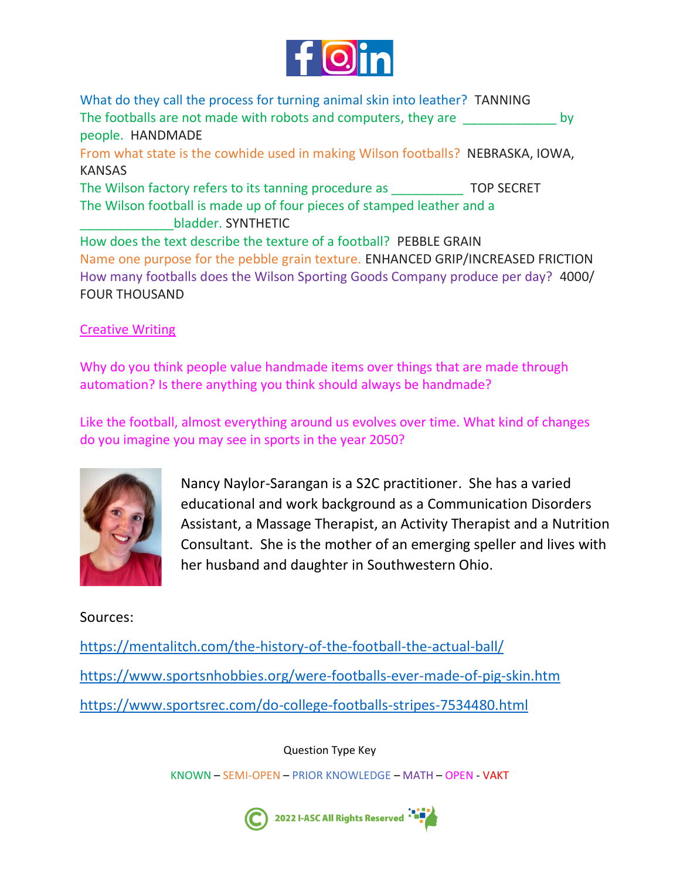What do they call the process for turning animal skin into leather? TANNING

The footballs are not made with robots and computers, they are _____________ by people. HANDMADE

From what state is the cowhide used in making Wilson footballs? NEBRASKA, IOWA, KANSAS

The Wilson factory refers to its tanning procedure as __________ TOP SECRET

The Wilson football is made up of four pieces of stamped leather and a _____________bladder. SYNTHETIC

How does the text describe the texture of a football? PEBBLE GRAIN

Name one purpose for the pebble grain texture. ENHANCED GRIP/INCREASED FRICTION

How many footballs does the Wilson Sporting Goods Company produce per day? 4000/ FOUR THOUSAND

## Creative Writing

Why do you think people value handmade items over things that are made through automation? Is there anything you think should always be handmade?

Like the football, almost everything around us evolves over time. What kind of changes do you imagine you may see in sports in the year 2050?

Nancy Naylor-Sarangan is a S2C practitioner. She has a varied educational and work background as a Communication Disorders Assistant, a Massage Therapist, an Activity Therapist and a Nutrition Consultant. She is the mother of an emerging speller and lives with her husband and daughter in Southwestern Ohio.

Sources:

https://mentalitch.com/the-history-of-the-football-the-actual-ball/

https://www.sportsnhobbies.org/were-footballs-ever-made-of-pig-skin.htm

https://www.sportsrec.com/do-college-footballs-stripes-7534480.html

Question Type Key

KNOWN – SEMI-OPEN – PRIOR KNOWLEDGE – MATH – OPEN - VAKT

© 2022 I-ASC All Rights Reserved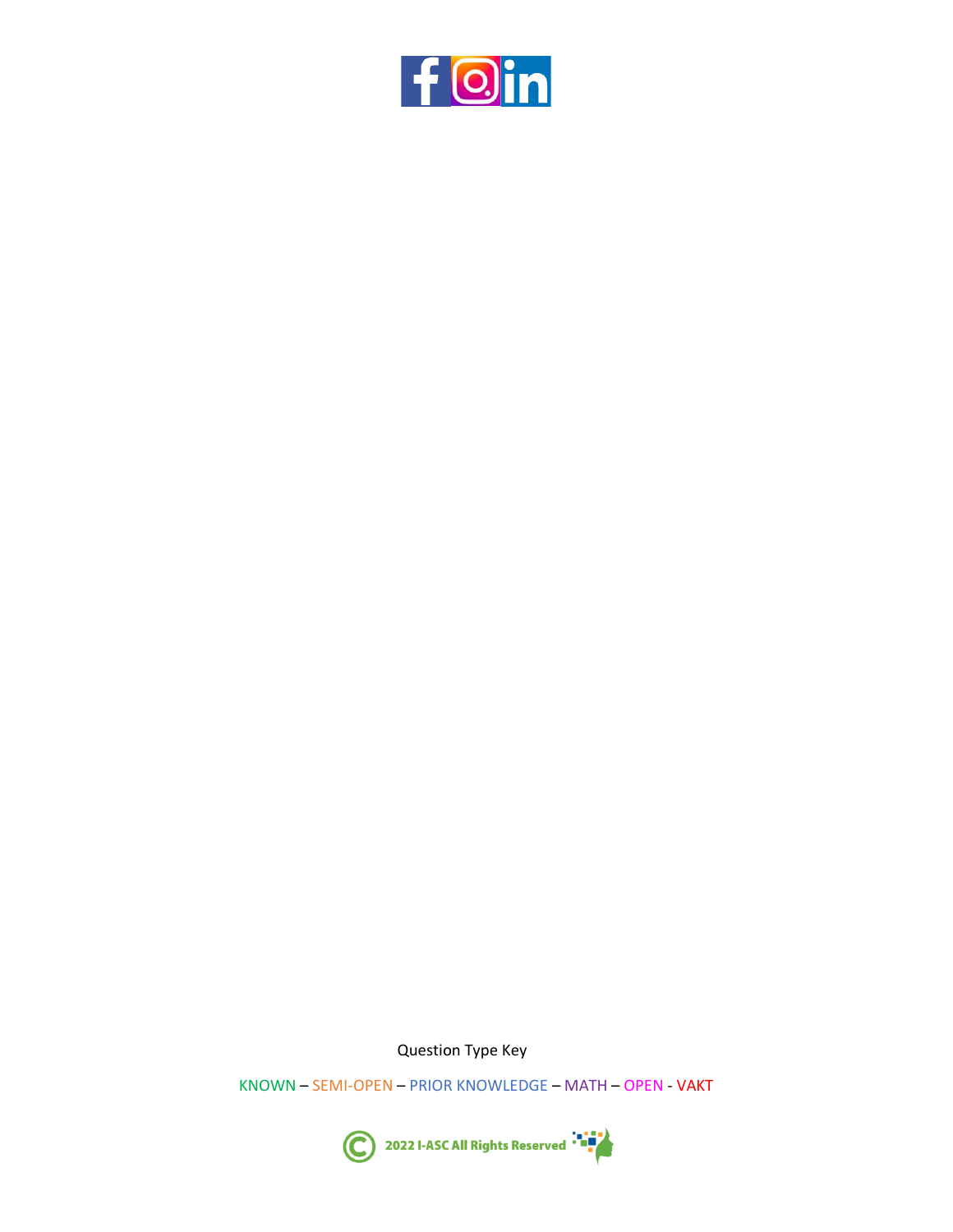Question Type Key

KNOWN – SEMI-OPEN – PRIOR KNOWLEDGE – MATH – OPEN - VAKT

2022 I-ASC All Rights Reserved